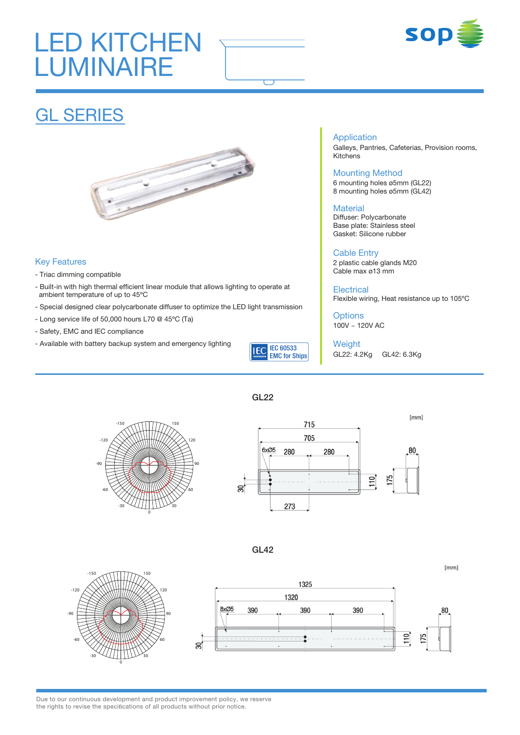# LED KITCHEN LUMINAIRE

## GL SERIES

### Key Features

- Triac dimming compatible
- Built-in with high thermal efficient linear module that allows lighting to operate at ambient temperature of up to 45ºC
- Special designed clear polycarbonate diffuser to optimize the LED light transmission
- Long service life of 50,000 hours L70 @ 45ºC (Ta)
- Safety, EMC and IEC compliance
- Available with battery backup system and emergency lighting

IEC 60533 EMC for Ships

### Application

Galleys, Pantries, Cafeterias, Provision rooms, Kitchens

### Mounting Method

6 mounting holes ø5mm (GL22)
8 mounting holes ø5mm (GL42)

### Material

Diffuser: Polycarbonate
Base plate: Stainless steel
Gasket: Silicone rubber

### Cable Entry

2 plastic cable glands M20
Cable max ø13 mm

### Electrical

Flexible wiring, Heat resistance up to 105ºC

### Options

100V ~ 120V AC

### Weight

GL22: 4.2Kg GL42: 6.3Kg

### GL22

[mm]

Dimensions: 715, 705, 6xØ5, 280, 280, 273, 30, 110, 175, 80

### GL42

[mm]

Dimensions: 1325, 1320, 8xØ5, 390, 390, 390, 30, 110, 175, 80

Due to our continuous development and product improvement policy, we reserve the rights to revise the specifications of all products without prior notice.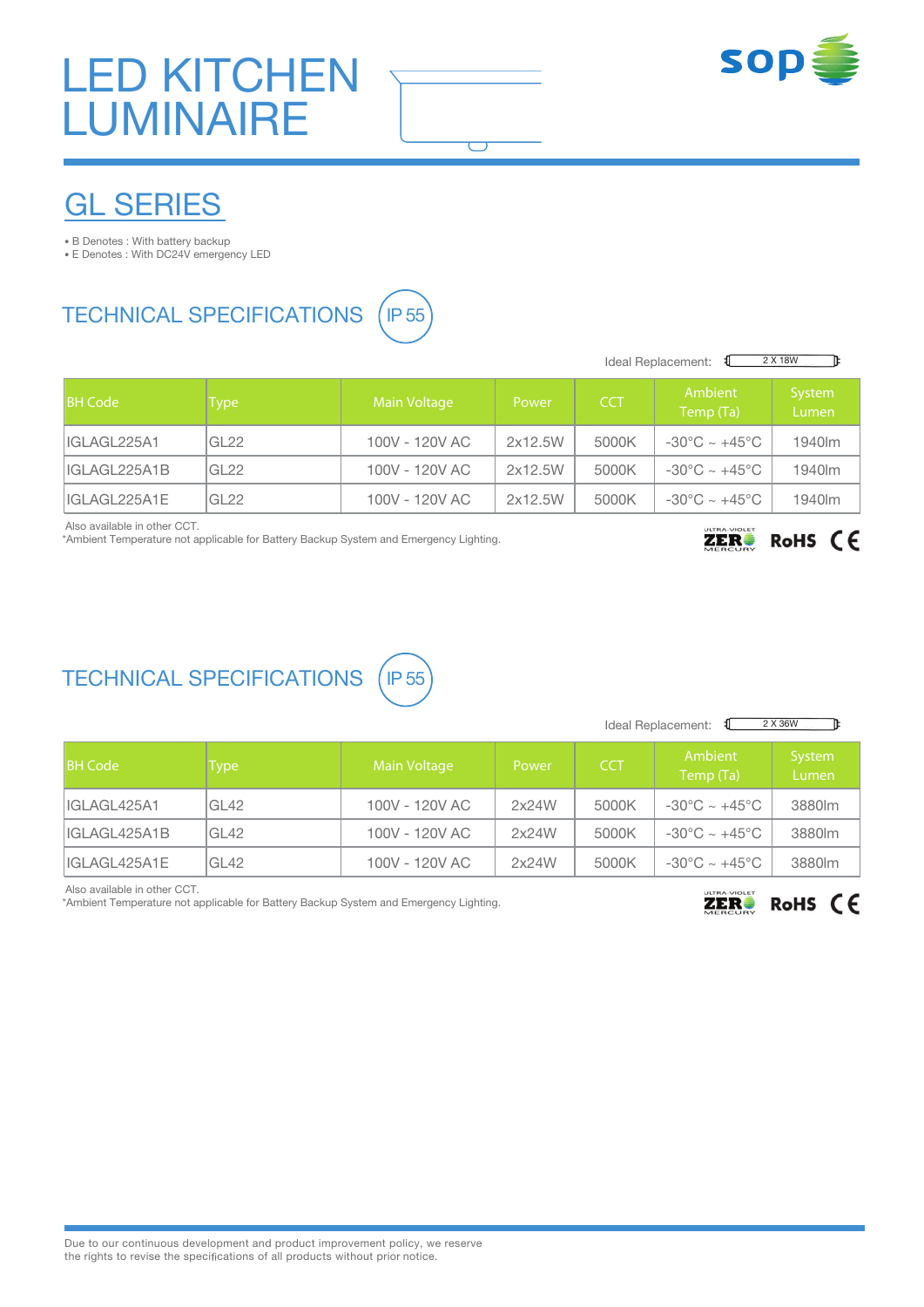# LED KITCHEN LUMINAIRE

## GL SERIES

- B Denotes : With battery backup
- E Denotes : With DC24V emergency LED

### TECHNICAL SPECIFICATIONS

IP 55

Ideal Replacement: 2 X 18W

| BH Code | Type | Main Voltage | Power | CCT | Ambient Temp (Ta) | System Lumen |
|---|---|---|---|---|---|---|
| IGLAGL225A1 | GL22 | 100V - 120V AC | 2x12.5W | 5000K | -30°C ~ +45°C | 1940lm |
| IGLAGL225A1B | GL22 | 100V - 120V AC | 2x12.5W | 5000K | -30°C ~ +45°C | 1940lm |
| IGLAGL225A1E | GL22 | 100V - 120V AC | 2x12.5W | 5000K | -30°C ~ +45°C | 1940lm |

Also available in other CCT.
*Ambient Temperature not applicable for Battery Backup System and Emergency Lighting.

ULTRA-VIOLET ZERO MERCURY RoHS CE

### TECHNICAL SPECIFICATIONS

IP 55

Ideal Replacement: 2 X 36W

| BH Code | Type | Main Voltage | Power | CCT | Ambient Temp (Ta) | System Lumen |
|---|---|---|---|---|---|---|
| IGLAGL425A1 | GL42 | 100V - 120V AC | 2x24W | 5000K | -30°C ~ +45°C | 3880lm |
| IGLAGL425A1B | GL42 | 100V - 120V AC | 2x24W | 5000K | -30°C ~ +45°C | 3880lm |
| IGLAGL425A1E | GL42 | 100V - 120V AC | 2x24W | 5000K | -30°C ~ +45°C | 3880lm |

Also available in other CCT.
*Ambient Temperature not applicable for Battery Backup System and Emergency Lighting.

ULTRA-VIOLET ZERO MERCURY RoHS CE

Due to our continuous development and product improvement policy, we reserve the rights to revise the specifications of all products without prior notice.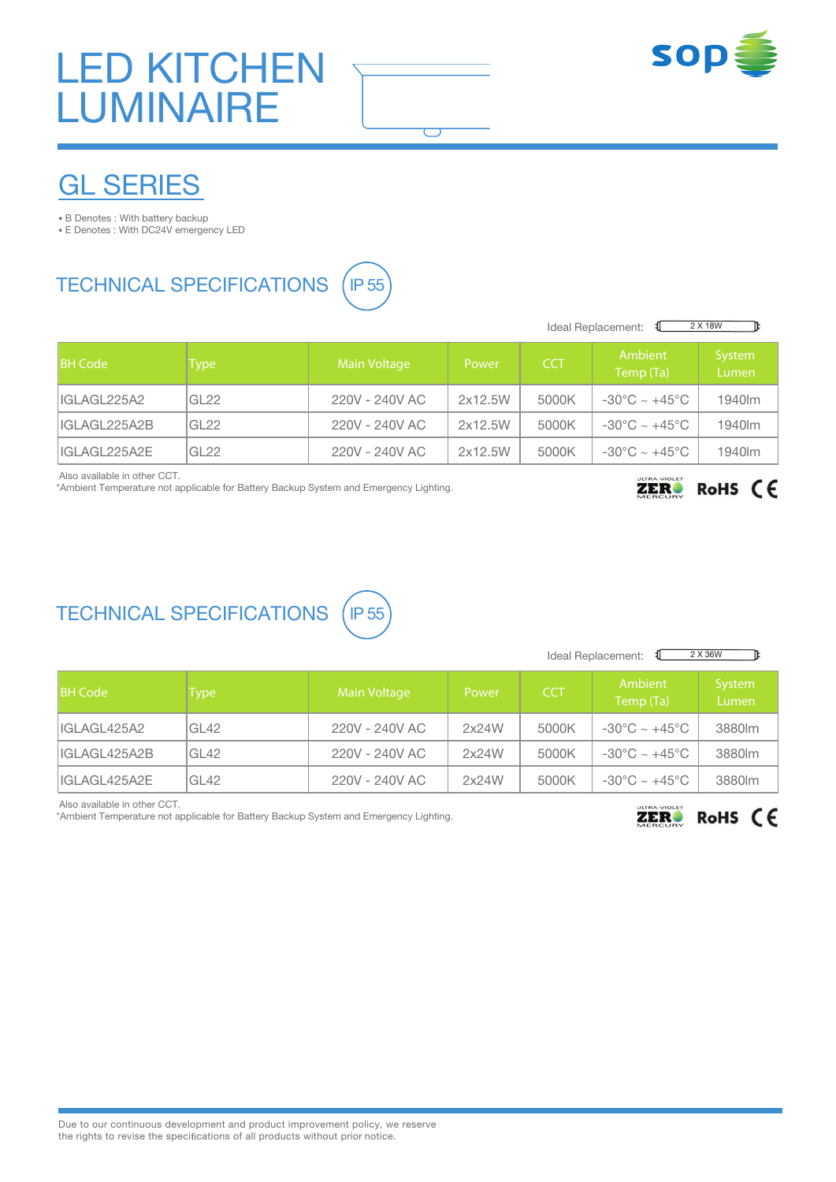# LED KITCHEN LUMINAIRE

## GL SERIES

- B Denotes : With battery backup
- E Denotes : With DC24V emergency LED

### TECHNICAL SPECIFICATIONS

IP 55

Ideal Replacement: 2 X 18W

| BH Code | Type | Main Voltage | Power | CCT | Ambient Temp (Ta) | System Lumen |
|---|---|---|---|---|---|---|
| IGLAGL225A2 | GL22 | 220V - 240V AC | 2x12.5W | 5000K | -30°C ~ +45°C | 1940lm |
| IGLAGL225A2B | GL22 | 220V - 240V AC | 2x12.5W | 5000K | -30°C ~ +45°C | 1940lm |
| IGLAGL225A2E | GL22 | 220V - 240V AC | 2x12.5W | 5000K | -30°C ~ +45°C | 1940lm |

Also available in other CCT.
*Ambient Temperature not applicable for Battery Backup System and Emergency Lighting.

ULTRA-VIOLET ZERO MERCURY RoHS CE

### TECHNICAL SPECIFICATIONS

IP 55

Ideal Replacement: 2 X 36W

| BH Code | Type | Main Voltage | Power | CCT | Ambient Temp (Ta) | System Lumen |
|---|---|---|---|---|---|---|
| IGLAGL425A2 | GL42 | 220V - 240V AC | 2x24W | 5000K | -30°C ~ +45°C | 3880lm |
| IGLAGL425A2B | GL42 | 220V - 240V AC | 2x24W | 5000K | -30°C ~ +45°C | 3880lm |
| IGLAGL425A2E | GL42 | 220V - 240V AC | 2x24W | 5000K | -30°C ~ +45°C | 3880lm |

Also available in other CCT.
*Ambient Temperature not applicable for Battery Backup System and Emergency Lighting.

ULTRA-VIOLET ZERO MERCURY RoHS CE

Due to our continuous development and product improvement policy, we reserve the rights to revise the specifications of all products without prior notice.